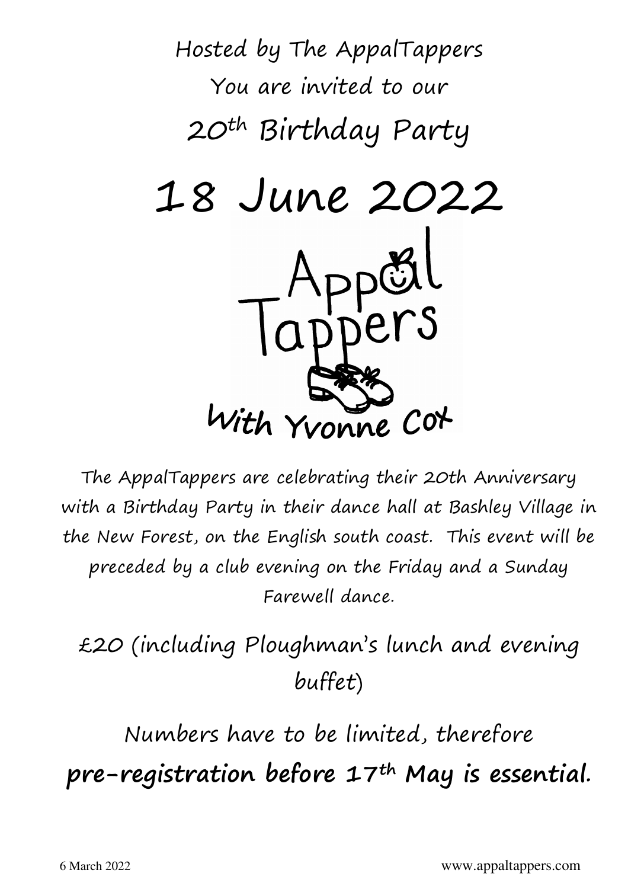Hosted by The AppalTappers

You are invited to our

# 20th Birthday Party

# 18 June 2022

AppalTappers

With Yvonne Cox

The AppalTappers are celebrating their 20th Anniversary with a Birthday Party in their dance hall at Bashley Village in the New Forest, on the English south coast. This event will be preceded by a club evening on the Friday and a Sunday Farewell dance.

£20 (including Ploughman's lunch and evening buffet)

Numbers have to be limited, therefore

**pre-registration before 17th May is essential.**

6 March 2022

www.appaltappers.com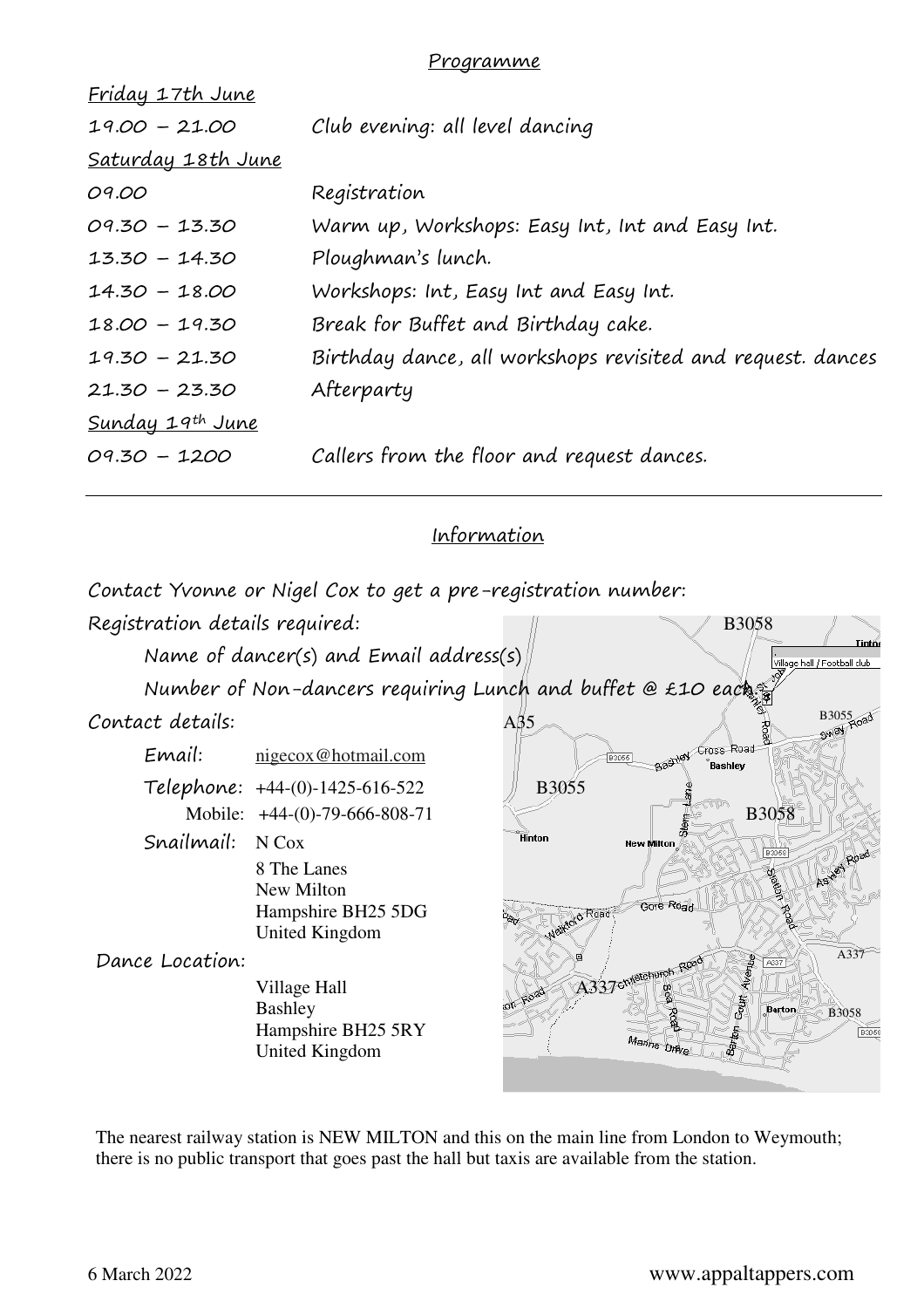## Programme

| | |
|---|---|
| **Friday 17th June** | |
| 19.00 – 21.00 | Club evening: all level dancing |
| **Saturday 18th June** | |
| 09.00 | Registration |
| 09.30 – 13.30 | Warm up, Workshops: Easy Int, Int and Easy Int. |
| 13.30 – 14.30 | Ploughman's lunch. |
| 14.30 – 18.00 | Workshops: Int, Easy Int and Easy Int. |
| 18.00 – 19.30 | Break for Buffet and Birthday cake. |
| 19.30 – 21.30 | Birthday dance, all workshops revisited and request. dances |
| 21.30 – 23.30 | Afterparty |
| **Sunday 19th June** | |
| 09.30 – 1200 | Callers from the floor and request dances. |

---

## Information

Contact Yvonne or Nigel Cox to get a pre-registration number:

Registration details required:

- Name of dancer(s) and Email address(s)
- Number of Non-dancers requiring Lunch and buffet @ £10 each.

Contact details:

Email: nigecox@hotmail.com

Telephone: +44-(0)-1425-616-522

Mobile: +44-(0)-79-666-808-71

Snailmail: N Cox
8 The Lanes
New Milton
Hampshire BH25 5DG
United Kingdom

Dance Location:

Village Hall
Bashley
Hampshire BH25 5RY
United Kingdom

B3058
Village hall / Football club
A35
B3055
Bashley Cross Road
Bashley
B3058
Hinton
New Milton
Stem Lane
Station Road
Ashley Road
Gore Road
Walkford Road
A337
Christchurch Road
Barton Court Avenue
Barton
Sea Road
Marine Drive

The nearest railway station is NEW MILTON and this on the main line from London to Weymouth; there is no public transport that goes past the hall but taxis are available from the station.

6 March 2022 www.appaltappers.com